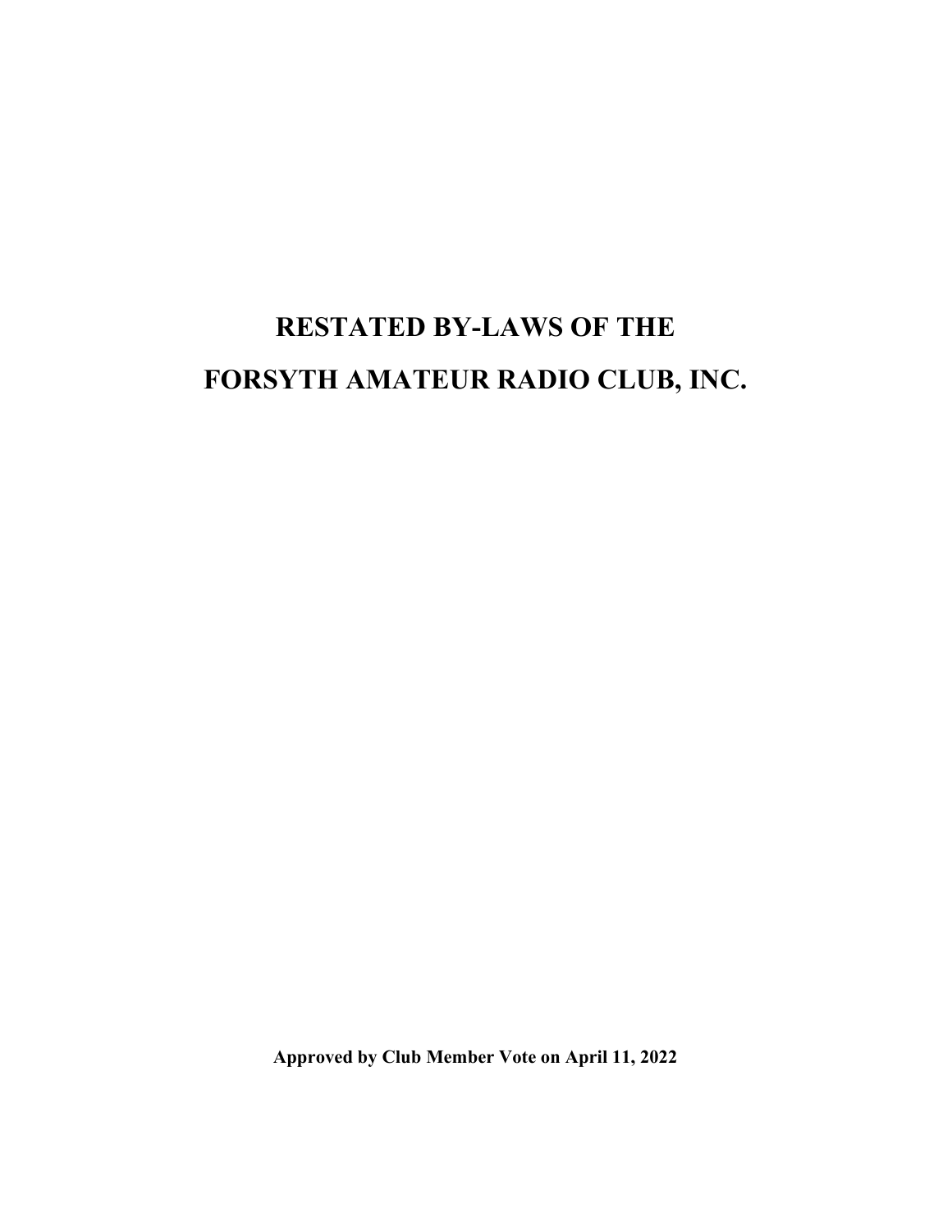# RESTATED BY-LAWS OF THE
# FORSYTH AMATEUR RADIO CLUB, INC.

**Approved by Club Member Vote on April 11, 2022**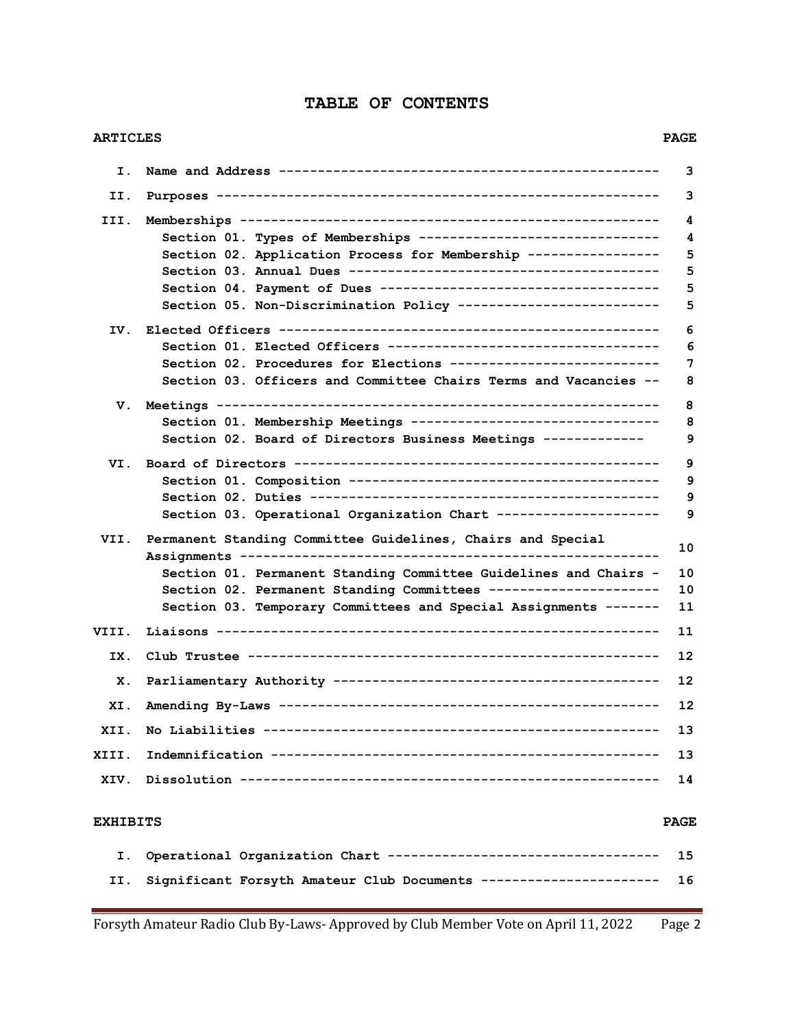# TABLE OF CONTENTS

| ARTICLES | | PAGE |
|---|---|---|
| I. | Name and Address | 3 |
| II. | Purposes | 3 |
| III. | Memberships | 4 |
| | Section 01. Types of Memberships | 4 |
| | Section 02. Application Process for Membership | 5 |
| | Section 03. Annual Dues | 5 |
| | Section 04. Payment of Dues | 5 |
| | Section 05. Non-Discrimination Policy | 5 |
| IV. | Elected Officers | 6 |
| | Section 01. Elected Officers | 6 |
| | Section 02. Procedures for Elections | 7 |
| | Section 03. Officers and Committee Chairs Terms and Vacancies | 8 |
| V. | Meetings | 8 |
| | Section 01. Membership Meetings | 8 |
| | Section 02. Board of Directors Business Meetings | 9 |
| VI. | Board of Directors | 9 |
| | Section 01. Composition | 9 |
| | Section 02. Duties | 9 |
| | Section 03. Operational Organization Chart | 9 |
| VII. | Permanent Standing Committee Guidelines, Chairs and Special Assignments | 10 |
| | Section 01. Permanent Standing Committee Guidelines and Chairs | 10 |
| | Section 02. Permanent Standing Committees | 10 |
| | Section 03. Temporary Committees and Special Assignments | 11 |
| VIII. | Liaisons | 11 |
| IX. | Club Trustee | 12 |
| X. | Parliamentary Authority | 12 |
| XI. | Amending By-Laws | 12 |
| XII. | No Liabilities | 13 |
| XIII. | Indemnification | 13 |
| XIV. | Dissolution | 14 |

| EXHIBITS | | PAGE |
|---|---|---|
| I. | Operational Organization Chart | 15 |
| II. | Significant Forsyth Amateur Club Documents | 16 |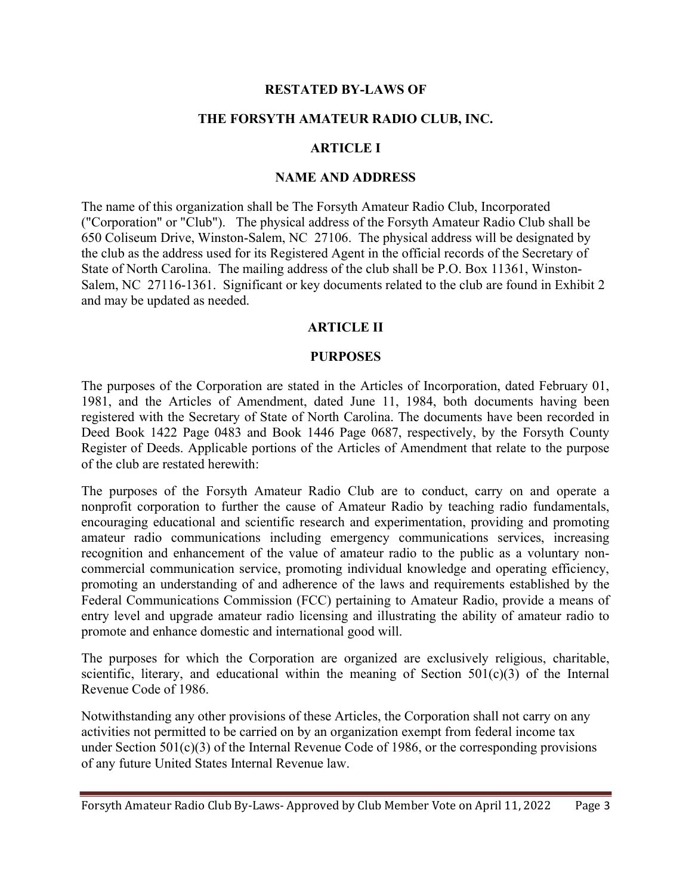# RESTATED BY-LAWS OF

# THE FORSYTH AMATEUR RADIO CLUB, INC.

## ARTICLE I

## NAME AND ADDRESS

The name of this organization shall be The Forsyth Amateur Radio Club, Incorporated ("Corporation" or "Club"). The physical address of the Forsyth Amateur Radio Club shall be 650 Coliseum Drive, Winston-Salem, NC 27106. The physical address will be designated by the club as the address used for its Registered Agent in the official records of the Secretary of State of North Carolina. The mailing address of the club shall be P.O. Box 11361, Winston-Salem, NC 27116-1361. Significant or key documents related to the club are found in Exhibit 2 and may be updated as needed.

## ARTICLE II

## PURPOSES

The purposes of the Corporation are stated in the Articles of Incorporation, dated February 01, 1981, and the Articles of Amendment, dated June 11, 1984, both documents having been registered with the Secretary of State of North Carolina. The documents have been recorded in Deed Book 1422 Page 0483 and Book 1446 Page 0687, respectively, by the Forsyth County Register of Deeds. Applicable portions of the Articles of Amendment that relate to the purpose of the club are restated herewith:

The purposes of the Forsyth Amateur Radio Club are to conduct, carry on and operate a nonprofit corporation to further the cause of Amateur Radio by teaching radio fundamentals, encouraging educational and scientific research and experimentation, providing and promoting amateur radio communications including emergency communications services, increasing recognition and enhancement of the value of amateur radio to the public as a voluntary non-commercial communication service, promoting individual knowledge and operating efficiency, promoting an understanding of and adherence of the laws and requirements established by the Federal Communications Commission (FCC) pertaining to Amateur Radio, provide a means of entry level and upgrade amateur radio licensing and illustrating the ability of amateur radio to promote and enhance domestic and international good will.

The purposes for which the Corporation are organized are exclusively religious, charitable, scientific, literary, and educational within the meaning of Section 501(c)(3) of the Internal Revenue Code of 1986.

Notwithstanding any other provisions of these Articles, the Corporation shall not carry on any activities not permitted to be carried on by an organization exempt from federal income tax under Section 501(c)(3) of the Internal Revenue Code of 1986, or the corresponding provisions of any future United States Internal Revenue law.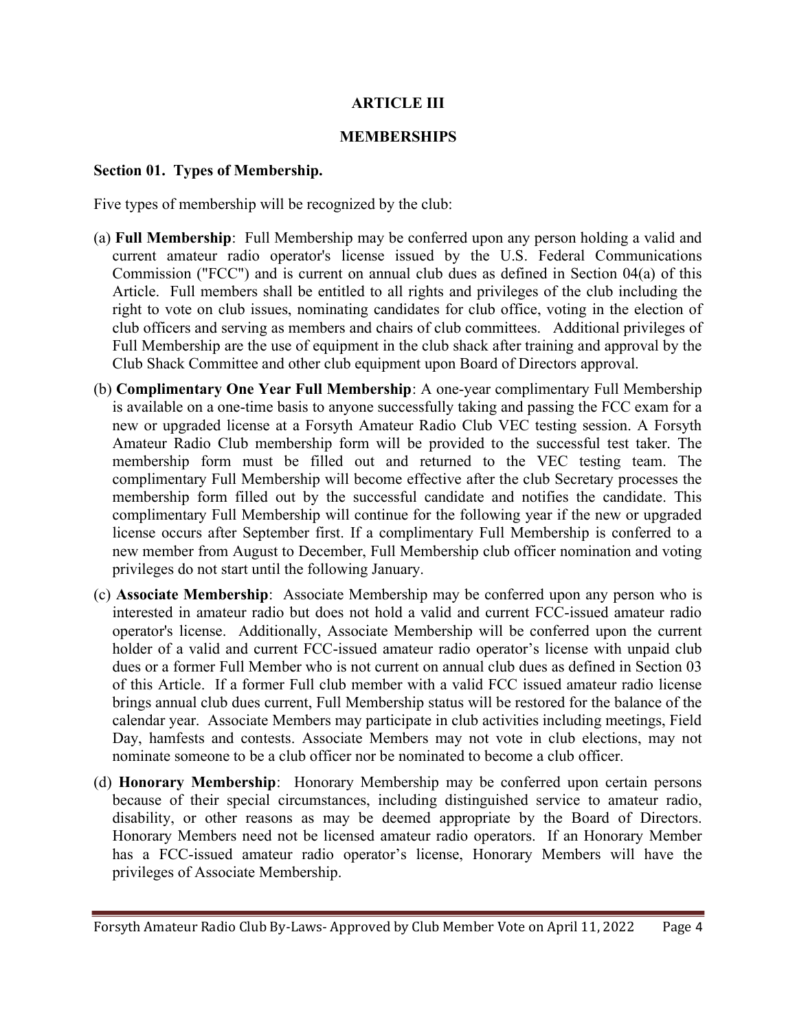## ARTICLE III

## MEMBERSHIPS

### Section 01. Types of Membership.

Five types of membership will be recognized by the club:

(a) **Full Membership**: Full Membership may be conferred upon any person holding a valid and current amateur radio operator's license issued by the U.S. Federal Communications Commission ("FCC") and is current on annual club dues as defined in Section 04(a) of this Article. Full members shall be entitled to all rights and privileges of the club including the right to vote on club issues, nominating candidates for club office, voting in the election of club officers and serving as members and chairs of club committees. Additional privileges of Full Membership are the use of equipment in the club shack after training and approval by the Club Shack Committee and other club equipment upon Board of Directors approval.

(b) **Complimentary One Year Full Membership**: A one-year complimentary Full Membership is available on a one-time basis to anyone successfully taking and passing the FCC exam for a new or upgraded license at a Forsyth Amateur Radio Club VEC testing session. A Forsyth Amateur Radio Club membership form will be provided to the successful test taker. The membership form must be filled out and returned to the VEC testing team. The complimentary Full Membership will become effective after the club Secretary processes the membership form filled out by the successful candidate and notifies the candidate. This complimentary Full Membership will continue for the following year if the new or upgraded license occurs after September first. If a complimentary Full Membership is conferred to a new member from August to December, Full Membership club officer nomination and voting privileges do not start until the following January.

(c) **Associate Membership**: Associate Membership may be conferred upon any person who is interested in amateur radio but does not hold a valid and current FCC-issued amateur radio operator's license. Additionally, Associate Membership will be conferred upon the current holder of a valid and current FCC-issued amateur radio operator's license with unpaid club dues or a former Full Member who is not current on annual club dues as defined in Section 03 of this Article. If a former Full club member with a valid FCC issued amateur radio license brings annual club dues current, Full Membership status will be restored for the balance of the calendar year. Associate Members may participate in club activities including meetings, Field Day, hamfests and contests. Associate Members may not vote in club elections, may not nominate someone to be a club officer nor be nominated to become a club officer.

(d) **Honorary Membership**: Honorary Membership may be conferred upon certain persons because of their special circumstances, including distinguished service to amateur radio, disability, or other reasons as may be deemed appropriate by the Board of Directors. Honorary Members need not be licensed amateur radio operators. If an Honorary Member has a FCC-issued amateur radio operator's license, Honorary Members will have the privileges of Associate Membership.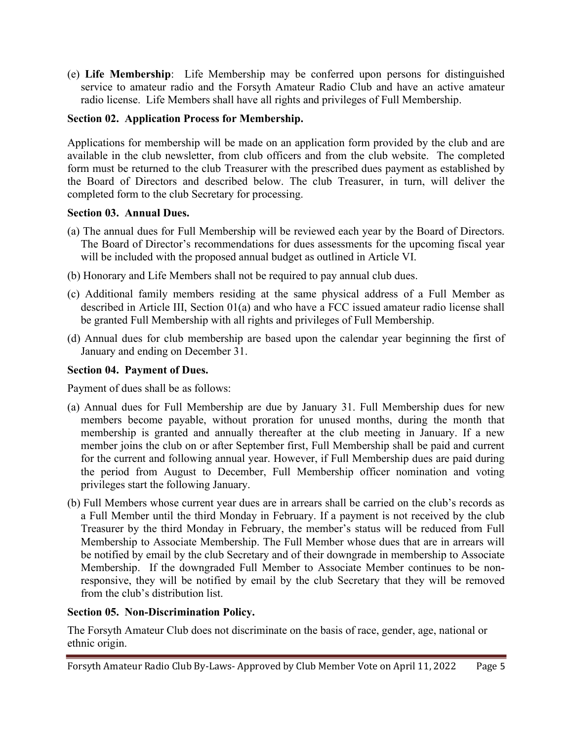(e) **Life Membership**: Life Membership may be conferred upon persons for distinguished service to amateur radio and the Forsyth Amateur Radio Club and have an active amateur radio license. Life Members shall have all rights and privileges of Full Membership.

### Section 02. Application Process for Membership.

Applications for membership will be made on an application form provided by the club and are available in the club newsletter, from club officers and from the club website. The completed form must be returned to the club Treasurer with the prescribed dues payment as established by the Board of Directors and described below. The club Treasurer, in turn, will deliver the completed form to the club Secretary for processing.

### Section 03. Annual Dues.

(a) The annual dues for Full Membership will be reviewed each year by the Board of Directors. The Board of Director's recommendations for dues assessments for the upcoming fiscal year will be included with the proposed annual budget as outlined in Article VI.

(b) Honorary and Life Members shall not be required to pay annual club dues.

(c) Additional family members residing at the same physical address of a Full Member as described in Article III, Section 01(a) and who have a FCC issued amateur radio license shall be granted Full Membership with all rights and privileges of Full Membership.

(d) Annual dues for club membership are based upon the calendar year beginning the first of January and ending on December 31.

### Section 04. Payment of Dues.

Payment of dues shall be as follows:

(a) Annual dues for Full Membership are due by January 31. Full Membership dues for new members become payable, without proration for unused months, during the month that membership is granted and annually thereafter at the club meeting in January. If a new member joins the club on or after September first, Full Membership shall be paid and current for the current and following annual year. However, if Full Membership dues are paid during the period from August to December, Full Membership officer nomination and voting privileges start the following January.

(b) Full Members whose current year dues are in arrears shall be carried on the club's records as a Full Member until the third Monday in February. If a payment is not received by the club Treasurer by the third Monday in February, the member's status will be reduced from Full Membership to Associate Membership. The Full Member whose dues that are in arrears will be notified by email by the club Secretary and of their downgrade in membership to Associate Membership. If the downgraded Full Member to Associate Member continues to be non-responsive, they will be notified by email by the club Secretary that they will be removed from the club's distribution list.

### Section 05. Non-Discrimination Policy.

The Forsyth Amateur Club does not discriminate on the basis of race, gender, age, national or ethnic origin.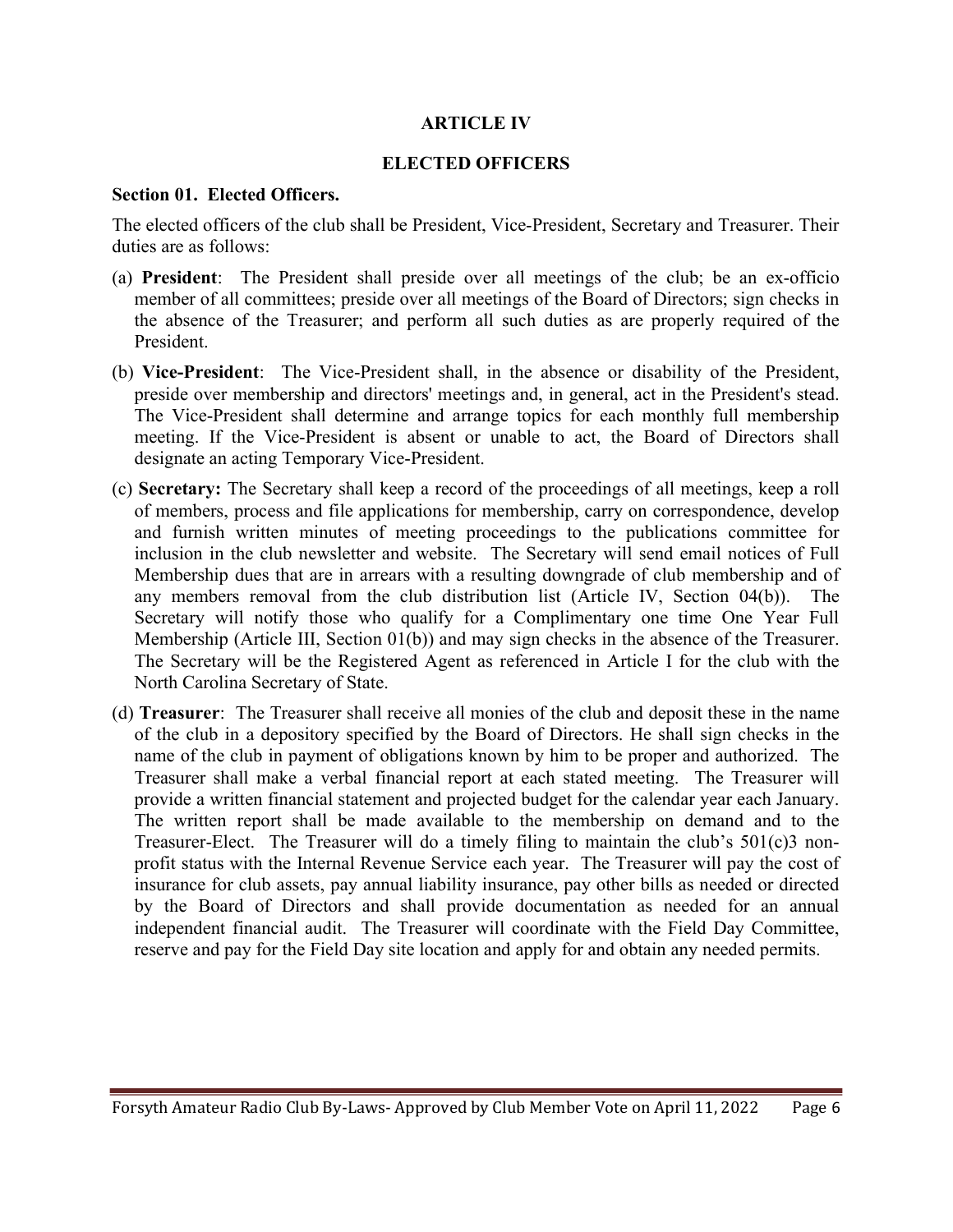## ARTICLE IV

## ELECTED OFFICERS

### Section 01. Elected Officers.

The elected officers of the club shall be President, Vice-President, Secretary and Treasurer. Their duties are as follows:

(a) **President**: The President shall preside over all meetings of the club; be an ex-officio member of all committees; preside over all meetings of the Board of Directors; sign checks in the absence of the Treasurer; and perform all such duties as are properly required of the President.

(b) **Vice-President**: The Vice-President shall, in the absence or disability of the President, preside over membership and directors' meetings and, in general, act in the President's stead. The Vice-President shall determine and arrange topics for each monthly full membership meeting. If the Vice-President is absent or unable to act, the Board of Directors shall designate an acting Temporary Vice-President.

(c) **Secretary:** The Secretary shall keep a record of the proceedings of all meetings, keep a roll of members, process and file applications for membership, carry on correspondence, develop and furnish written minutes of meeting proceedings to the publications committee for inclusion in the club newsletter and website. The Secretary will send email notices of Full Membership dues that are in arrears with a resulting downgrade of club membership and of any members removal from the club distribution list (Article IV, Section 04(b)). The Secretary will notify those who qualify for a Complimentary one time One Year Full Membership (Article III, Section 01(b)) and may sign checks in the absence of the Treasurer. The Secretary will be the Registered Agent as referenced in Article I for the club with the North Carolina Secretary of State.

(d) **Treasurer**: The Treasurer shall receive all monies of the club and deposit these in the name of the club in a depository specified by the Board of Directors. He shall sign checks in the name of the club in payment of obligations known by him to be proper and authorized. The Treasurer shall make a verbal financial report at each stated meeting. The Treasurer will provide a written financial statement and projected budget for the calendar year each January. The written report shall be made available to the membership on demand and to the Treasurer-Elect. The Treasurer will do a timely filing to maintain the club's 501(c)3 non-profit status with the Internal Revenue Service each year. The Treasurer will pay the cost of insurance for club assets, pay annual liability insurance, pay other bills as needed or directed by the Board of Directors and shall provide documentation as needed for an annual independent financial audit. The Treasurer will coordinate with the Field Day Committee, reserve and pay for the Field Day site location and apply for and obtain any needed permits.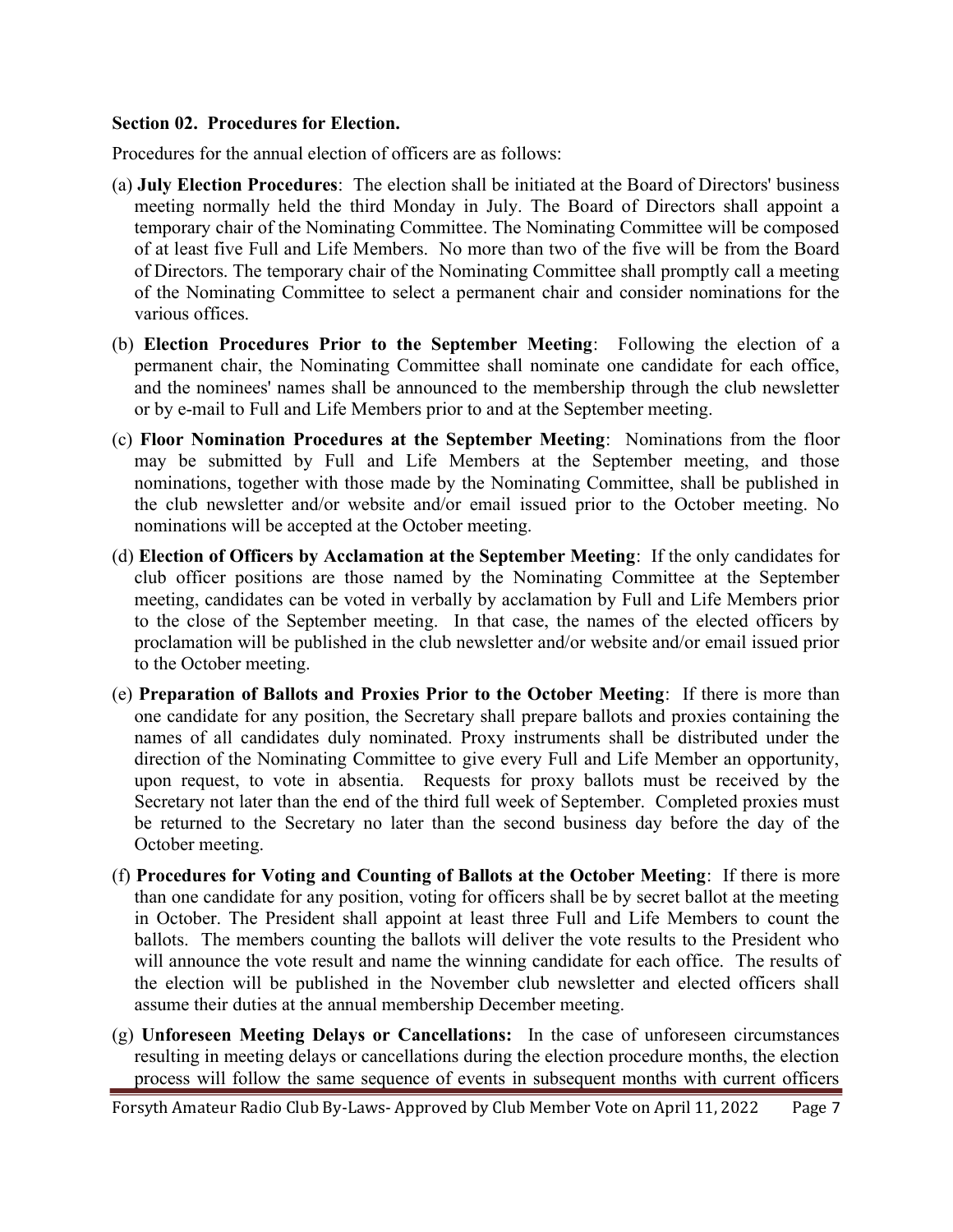**Section 02. Procedures for Election.**

Procedures for the annual election of officers are as follows:

(a) **July Election Procedures**: The election shall be initiated at the Board of Directors' business meeting normally held the third Monday in July. The Board of Directors shall appoint a temporary chair of the Nominating Committee. The Nominating Committee will be composed of at least five Full and Life Members. No more than two of the five will be from the Board of Directors. The temporary chair of the Nominating Committee shall promptly call a meeting of the Nominating Committee to select a permanent chair and consider nominations for the various offices.

(b) **Election Procedures Prior to the September Meeting**: Following the election of a permanent chair, the Nominating Committee shall nominate one candidate for each office, and the nominees' names shall be announced to the membership through the club newsletter or by e-mail to Full and Life Members prior to and at the September meeting.

(c) **Floor Nomination Procedures at the September Meeting**: Nominations from the floor may be submitted by Full and Life Members at the September meeting, and those nominations, together with those made by the Nominating Committee, shall be published in the club newsletter and/or website and/or email issued prior to the October meeting. No nominations will be accepted at the October meeting.

(d) **Election of Officers by Acclamation at the September Meeting**: If the only candidates for club officer positions are those named by the Nominating Committee at the September meeting, candidates can be voted in verbally by acclamation by Full and Life Members prior to the close of the September meeting. In that case, the names of the elected officers by proclamation will be published in the club newsletter and/or website and/or email issued prior to the October meeting.

(e) **Preparation of Ballots and Proxies Prior to the October Meeting**: If there is more than one candidate for any position, the Secretary shall prepare ballots and proxies containing the names of all candidates duly nominated. Proxy instruments shall be distributed under the direction of the Nominating Committee to give every Full and Life Member an opportunity, upon request, to vote in absentia. Requests for proxy ballots must be received by the Secretary not later than the end of the third full week of September. Completed proxies must be returned to the Secretary no later than the second business day before the day of the October meeting.

(f) **Procedures for Voting and Counting of Ballots at the October Meeting**: If there is more than one candidate for any position, voting for officers shall be by secret ballot at the meeting in October. The President shall appoint at least three Full and Life Members to count the ballots. The members counting the ballots will deliver the vote results to the President who will announce the vote result and name the winning candidate for each office. The results of the election will be published in the November club newsletter and elected officers shall assume their duties at the annual membership December meeting.

(g) **Unforeseen Meeting Delays or Cancellations:** In the case of unforeseen circumstances resulting in meeting delays or cancellations during the election procedure months, the election process will follow the same sequence of events in subsequent months with current officers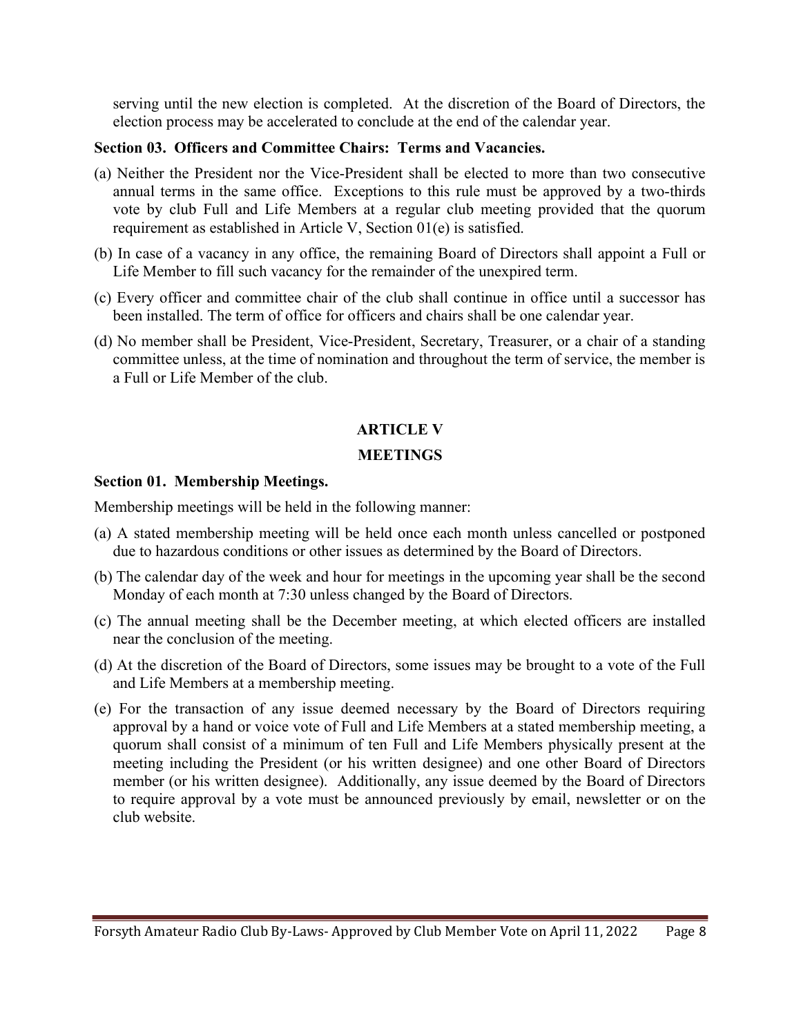serving until the new election is completed. At the discretion of the Board of Directors, the election process may be accelerated to conclude at the end of the calendar year.

**Section 03. Officers and Committee Chairs: Terms and Vacancies.**

(a) Neither the President nor the Vice-President shall be elected to more than two consecutive annual terms in the same office. Exceptions to this rule must be approved by a two-thirds vote by club Full and Life Members at a regular club meeting provided that the quorum requirement as established in Article V, Section 01(e) is satisfied.

(b) In case of a vacancy in any office, the remaining Board of Directors shall appoint a Full or Life Member to fill such vacancy for the remainder of the unexpired term.

(c) Every officer and committee chair of the club shall continue in office until a successor has been installed. The term of office for officers and chairs shall be one calendar year.

(d) No member shall be President, Vice-President, Secretary, Treasurer, or a chair of a standing committee unless, at the time of nomination and throughout the term of service, the member is a Full or Life Member of the club.

## ARTICLE V

## MEETINGS

**Section 01. Membership Meetings.**

Membership meetings will be held in the following manner:

(a) A stated membership meeting will be held once each month unless cancelled or postponed due to hazardous conditions or other issues as determined by the Board of Directors.

(b) The calendar day of the week and hour for meetings in the upcoming year shall be the second Monday of each month at 7:30 unless changed by the Board of Directors.

(c) The annual meeting shall be the December meeting, at which elected officers are installed near the conclusion of the meeting.

(d) At the discretion of the Board of Directors, some issues may be brought to a vote of the Full and Life Members at a membership meeting.

(e) For the transaction of any issue deemed necessary by the Board of Directors requiring approval by a hand or voice vote of Full and Life Members at a stated membership meeting, a quorum shall consist of a minimum of ten Full and Life Members physically present at the meeting including the President (or his written designee) and one other Board of Directors member (or his written designee). Additionally, any issue deemed by the Board of Directors to require approval by a vote must be announced previously by email, newsletter or on the club website.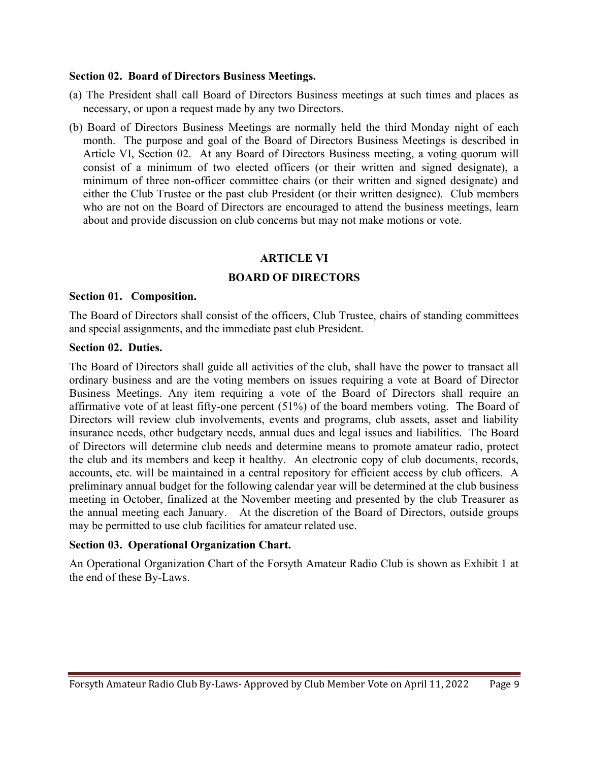**Section 02. Board of Directors Business Meetings.**

(a) The President shall call Board of Directors Business meetings at such times and places as necessary, or upon a request made by any two Directors.

(b) Board of Directors Business Meetings are normally held the third Monday night of each month. The purpose and goal of the Board of Directors Business Meetings is described in Article VI, Section 02. At any Board of Directors Business meeting, a voting quorum will consist of a minimum of two elected officers (or their written and signed designate), a minimum of three non-officer committee chairs (or their written and signed designate) and either the Club Trustee or the past club President (or their written designee). Club members who are not on the Board of Directors are encouraged to attend the business meetings, learn about and provide discussion on club concerns but may not make motions or vote.

## ARTICLE VI

## BOARD OF DIRECTORS

**Section 01. Composition.**

The Board of Directors shall consist of the officers, Club Trustee, chairs of standing committees and special assignments, and the immediate past club President.

**Section 02. Duties.**

The Board of Directors shall guide all activities of the club, shall have the power to transact all ordinary business and are the voting members on issues requiring a vote at Board of Director Business Meetings. Any item requiring a vote of the Board of Directors shall require an affirmative vote of at least fifty-one percent (51%) of the board members voting. The Board of Directors will review club involvements, events and programs, club assets, asset and liability insurance needs, other budgetary needs, annual dues and legal issues and liabilities. The Board of Directors will determine club needs and determine means to promote amateur radio, protect the club and its members and keep it healthy. An electronic copy of club documents, records, accounts, etc. will be maintained in a central repository for efficient access by club officers. A preliminary annual budget for the following calendar year will be determined at the club business meeting in October, finalized at the November meeting and presented by the club Treasurer as the annual meeting each January. At the discretion of the Board of Directors, outside groups may be permitted to use club facilities for amateur related use.

**Section 03. Operational Organization Chart.**

An Operational Organization Chart of the Forsyth Amateur Radio Club is shown as Exhibit 1 at the end of these By-Laws.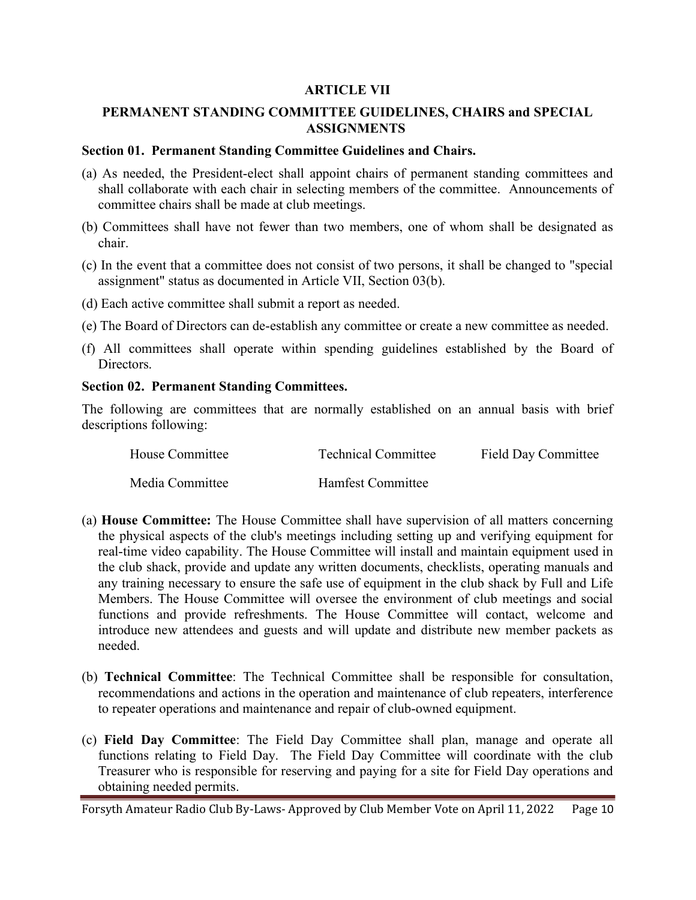## ARTICLE VII

## PERMANENT STANDING COMMITTEE GUIDELINES, CHAIRS and SPECIAL ASSIGNMENTS

### Section 01. Permanent Standing Committee Guidelines and Chairs.

(a) As needed, the President-elect shall appoint chairs of permanent standing committees and shall collaborate with each chair in selecting members of the committee. Announcements of committee chairs shall be made at club meetings.

(b) Committees shall have not fewer than two members, one of whom shall be designated as chair.

(c) In the event that a committee does not consist of two persons, it shall be changed to "special assignment" status as documented in Article VII, Section 03(b).

(d) Each active committee shall submit a report as needed.

(e) The Board of Directors can de-establish any committee or create a new committee as needed.

(f) All committees shall operate within spending guidelines established by the Board of Directors.

### Section 02. Permanent Standing Committees.

The following are committees that are normally established on an annual basis with brief descriptions following:

| | | |
|---|---|---|
| House Committee | Technical Committee | Field Day Committee |
| Media Committee | Hamfest Committee | |

(a) **House Committee:** The House Committee shall have supervision of all matters concerning the physical aspects of the club's meetings including setting up and verifying equipment for real-time video capability. The House Committee will install and maintain equipment used in the club shack, provide and update any written documents, checklists, operating manuals and any training necessary to ensure the safe use of equipment in the club shack by Full and Life Members. The House Committee will oversee the environment of club meetings and social functions and provide refreshments. The House Committee will contact, welcome and introduce new attendees and guests and will update and distribute new member packets as needed.

(b) **Technical Committee**: The Technical Committee shall be responsible for consultation, recommendations and actions in the operation and maintenance of club repeaters, interference to repeater operations and maintenance and repair of club-owned equipment.

(c) **Field Day Committee**: The Field Day Committee shall plan, manage and operate all functions relating to Field Day. The Field Day Committee will coordinate with the club Treasurer who is responsible for reserving and paying for a site for Field Day operations and obtaining needed permits.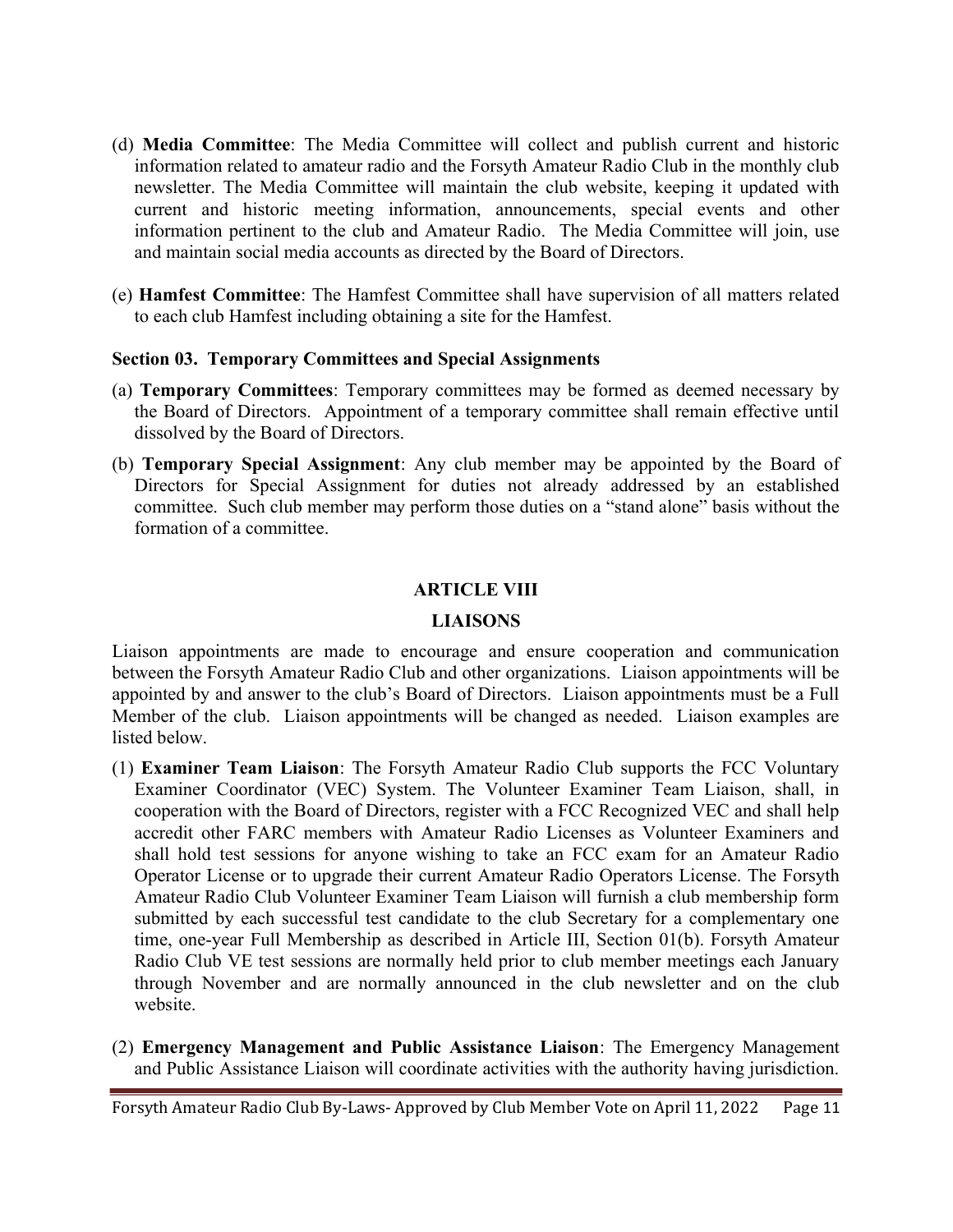(d) **Media Committee**: The Media Committee will collect and publish current and historic information related to amateur radio and the Forsyth Amateur Radio Club in the monthly club newsletter. The Media Committee will maintain the club website, keeping it updated with current and historic meeting information, announcements, special events and other information pertinent to the club and Amateur Radio. The Media Committee will join, use and maintain social media accounts as directed by the Board of Directors.

(e) **Hamfest Committee**: The Hamfest Committee shall have supervision of all matters related to each club Hamfest including obtaining a site for the Hamfest.

### Section 03. Temporary Committees and Special Assignments

(a) **Temporary Committees**: Temporary committees may be formed as deemed necessary by the Board of Directors. Appointment of a temporary committee shall remain effective until dissolved by the Board of Directors.

(b) **Temporary Special Assignment**: Any club member may be appointed by the Board of Directors for Special Assignment for duties not already addressed by an established committee. Such club member may perform those duties on a "stand alone" basis without the formation of a committee.

## ARTICLE VIII

## LIAISONS

Liaison appointments are made to encourage and ensure cooperation and communication between the Forsyth Amateur Radio Club and other organizations. Liaison appointments will be appointed by and answer to the club's Board of Directors. Liaison appointments must be a Full Member of the club. Liaison appointments will be changed as needed. Liaison examples are listed below.

(1) **Examiner Team Liaison**: The Forsyth Amateur Radio Club supports the FCC Voluntary Examiner Coordinator (VEC) System. The Volunteer Examiner Team Liaison, shall, in cooperation with the Board of Directors, register with a FCC Recognized VEC and shall help accredit other FARC members with Amateur Radio Licenses as Volunteer Examiners and shall hold test sessions for anyone wishing to take an FCC exam for an Amateur Radio Operator License or to upgrade their current Amateur Radio Operators License. The Forsyth Amateur Radio Club Volunteer Examiner Team Liaison will furnish a club membership form submitted by each successful test candidate to the club Secretary for a complementary one time, one-year Full Membership as described in Article III, Section 01(b). Forsyth Amateur Radio Club VE test sessions are normally held prior to club member meetings each January through November and are normally announced in the club newsletter and on the club website.

(2) **Emergency Management and Public Assistance Liaison**: The Emergency Management and Public Assistance Liaison will coordinate activities with the authority having jurisdiction.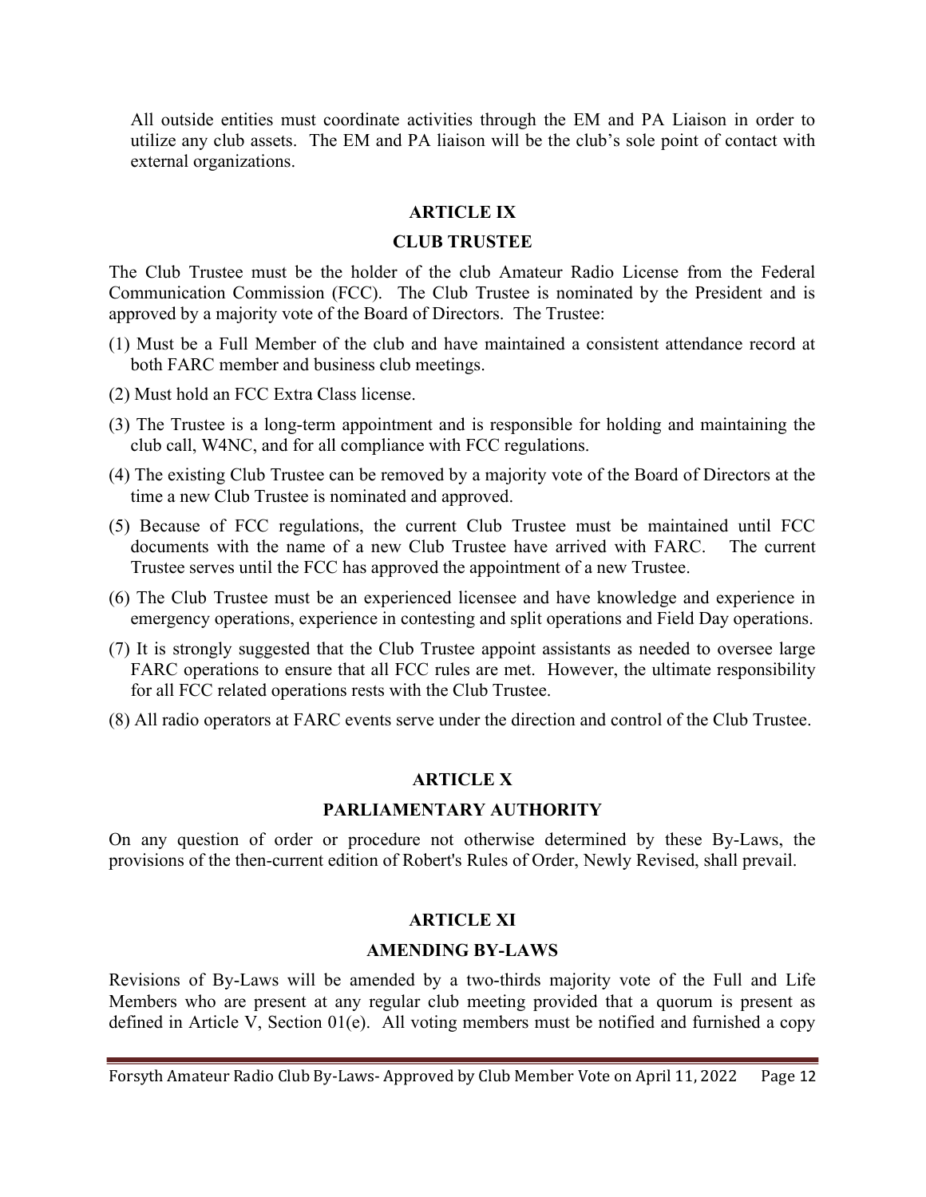All outside entities must coordinate activities through the EM and PA Liaison in order to utilize any club assets. The EM and PA liaison will be the club's sole point of contact with external organizations.

## ARTICLE IX

## CLUB TRUSTEE

The Club Trustee must be the holder of the club Amateur Radio License from the Federal Communication Commission (FCC). The Club Trustee is nominated by the President and is approved by a majority vote of the Board of Directors. The Trustee:

(1) Must be a Full Member of the club and have maintained a consistent attendance record at both FARC member and business club meetings.

(2) Must hold an FCC Extra Class license.

(3) The Trustee is a long-term appointment and is responsible for holding and maintaining the club call, W4NC, and for all compliance with FCC regulations.

(4) The existing Club Trustee can be removed by a majority vote of the Board of Directors at the time a new Club Trustee is nominated and approved.

(5) Because of FCC regulations, the current Club Trustee must be maintained until FCC documents with the name of a new Club Trustee have arrived with FARC. The current Trustee serves until the FCC has approved the appointment of a new Trustee.

(6) The Club Trustee must be an experienced licensee and have knowledge and experience in emergency operations, experience in contesting and split operations and Field Day operations.

(7) It is strongly suggested that the Club Trustee appoint assistants as needed to oversee large FARC operations to ensure that all FCC rules are met. However, the ultimate responsibility for all FCC related operations rests with the Club Trustee.

(8) All radio operators at FARC events serve under the direction and control of the Club Trustee.

## ARTICLE X

## PARLIAMENTARY AUTHORITY

On any question of order or procedure not otherwise determined by these By-Laws, the provisions of the then-current edition of Robert's Rules of Order, Newly Revised, shall prevail.

## ARTICLE XI

## AMENDING BY-LAWS

Revisions of By-Laws will be amended by a two-thirds majority vote of the Full and Life Members who are present at any regular club meeting provided that a quorum is present as defined in Article V, Section 01(e). All voting members must be notified and furnished a copy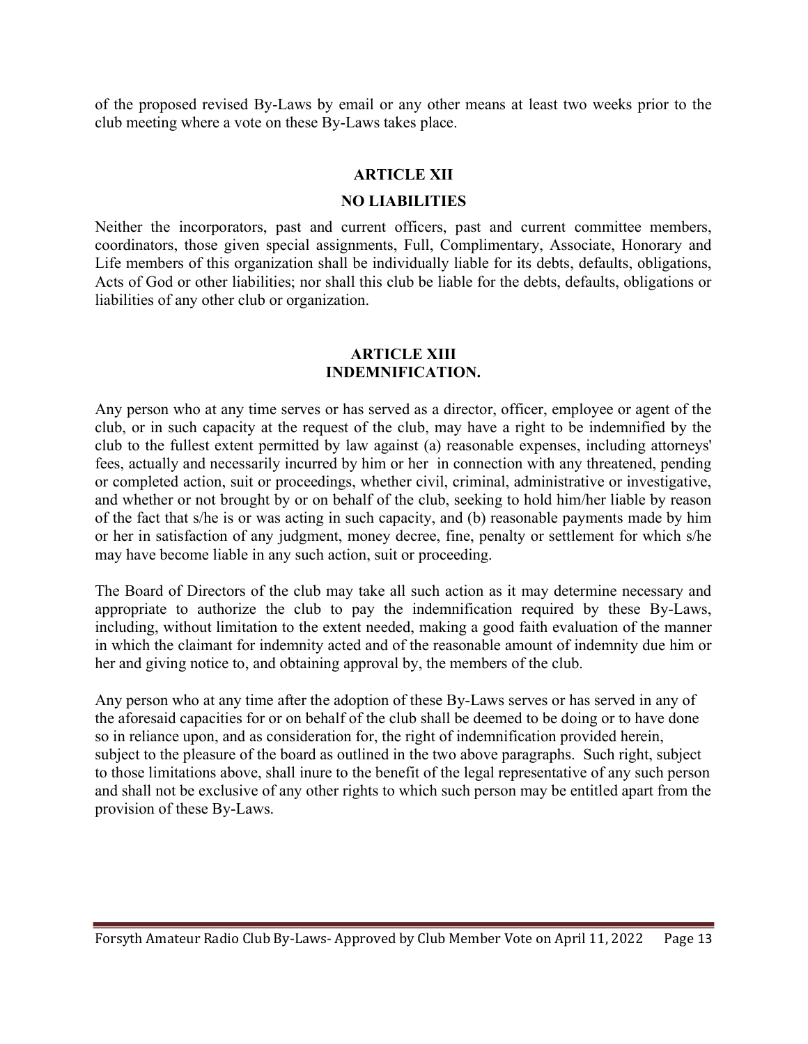of the proposed revised By-Laws by email or any other means at least two weeks prior to the club meeting where a vote on these By-Laws takes place.

## ARTICLE XII

## NO LIABILITIES

Neither the incorporators, past and current officers, past and current committee members, coordinators, those given special assignments, Full, Complimentary, Associate, Honorary and Life members of this organization shall be individually liable for its debts, defaults, obligations, Acts of God or other liabilities; nor shall this club be liable for the debts, defaults, obligations or liabilities of any other club or organization.

## ARTICLE XIII
## INDEMNIFICATION.

Any person who at any time serves or has served as a director, officer, employee or agent of the club, or in such capacity at the request of the club, may have a right to be indemnified by the club to the fullest extent permitted by law against (a) reasonable expenses, including attorneys' fees, actually and necessarily incurred by him or her in connection with any threatened, pending or completed action, suit or proceedings, whether civil, criminal, administrative or investigative, and whether or not brought by or on behalf of the club, seeking to hold him/her liable by reason of the fact that s/he is or was acting in such capacity, and (b) reasonable payments made by him or her in satisfaction of any judgment, money decree, fine, penalty or settlement for which s/he may have become liable in any such action, suit or proceeding.

The Board of Directors of the club may take all such action as it may determine necessary and appropriate to authorize the club to pay the indemnification required by these By-Laws, including, without limitation to the extent needed, making a good faith evaluation of the manner in which the claimant for indemnity acted and of the reasonable amount of indemnity due him or her and giving notice to, and obtaining approval by, the members of the club.

Any person who at any time after the adoption of these By-Laws serves or has served in any of the aforesaid capacities for or on behalf of the club shall be deemed to be doing or to have done so in reliance upon, and as consideration for, the right of indemnification provided herein, subject to the pleasure of the board as outlined in the two above paragraphs. Such right, subject to those limitations above, shall inure to the benefit of the legal representative of any such person and shall not be exclusive of any other rights to which such person may be entitled apart from the provision of these By-Laws.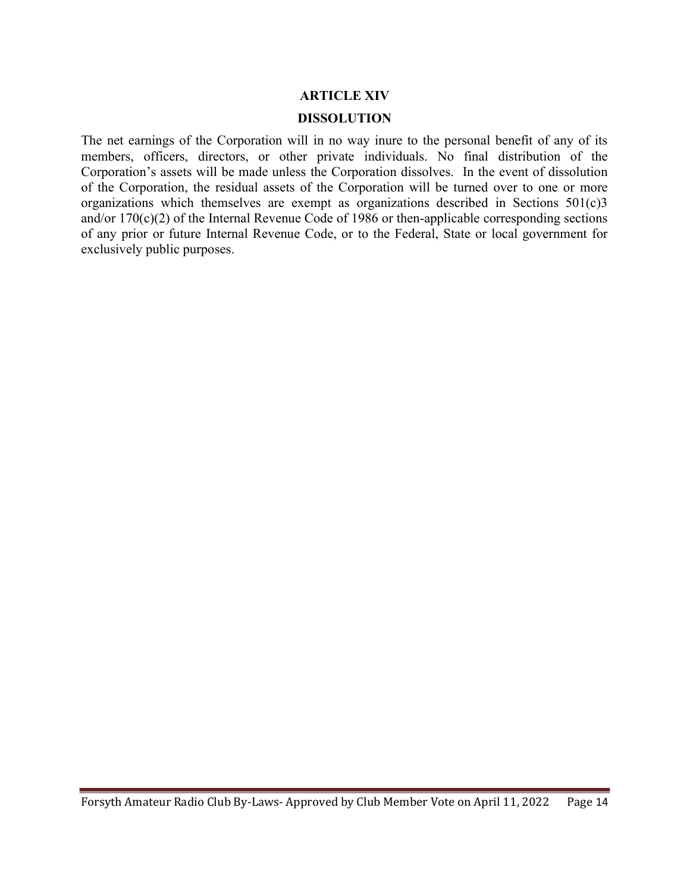## ARTICLE XIV

## DISSOLUTION

The net earnings of the Corporation will in no way inure to the personal benefit of any of its members, officers, directors, or other private individuals. No final distribution of the Corporation's assets will be made unless the Corporation dissolves. In the event of dissolution of the Corporation, the residual assets of the Corporation will be turned over to one or more organizations which themselves are exempt as organizations described in Sections 501(c)3 and/or 170(c)(2) of the Internal Revenue Code of 1986 or then-applicable corresponding sections of any prior or future Internal Revenue Code, or to the Federal, State or local government for exclusively public purposes.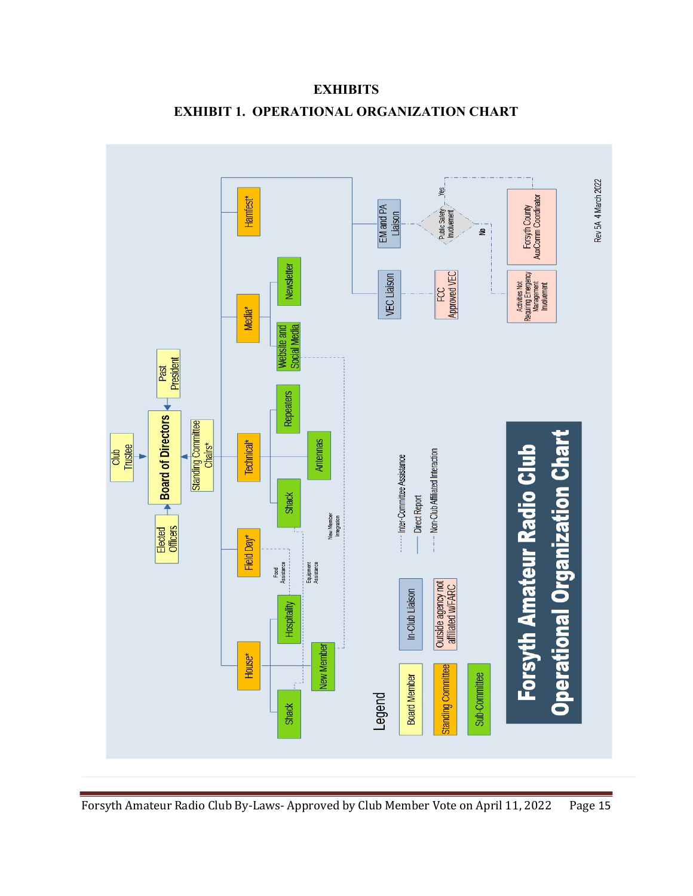# EXHIBITS

## EXHIBIT 1. OPERATIONAL ORGANIZATION CHART

**Forsyth Amateur Radio Club Operational Organization Chart**

Rev 5A 4 March 2022

- Club Trustee → Board of Directors
- Elected Officers → Board of Directors
- Past President → Board of Directors
- Standing Committee Chairs* → Board of Directors
  - House*
    - Shack
    - Hospitality
    - New Member
  - Field Day*
  - Technical*
    - Shack
    - Antennas
    - Repeaters
  - Media*
    - Website and Social Media
    - Newsletter
  - Hamfest*
  - VEC Liaison — FCC Approved VEC
  - EM and PA Liaison — Public Safety Involvement?
    - Yes: Forsyth County AuxComm Coordinator
    - No: Activities Not Requiring Emergency Management Involvement

Inter-committee links: Food Assistance; Equipment Assistance; New Member Integration

**Legend**

- Board Member
- Standing Committee
- Sub-Committee
- In-Club Liaison
- Outside agency not affiliated W/FARC
- Inter-Committee Assistance (dotted line)
- Direct Report (solid line)
- Non-Club Affiliated Interaction (dash-dot line)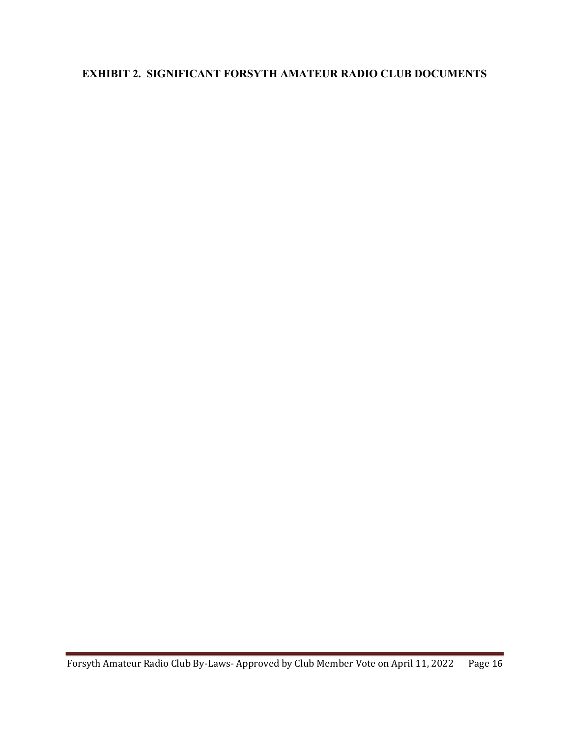## EXHIBIT 2. SIGNIFICANT FORSYTH AMATEUR RADIO CLUB DOCUMENTS